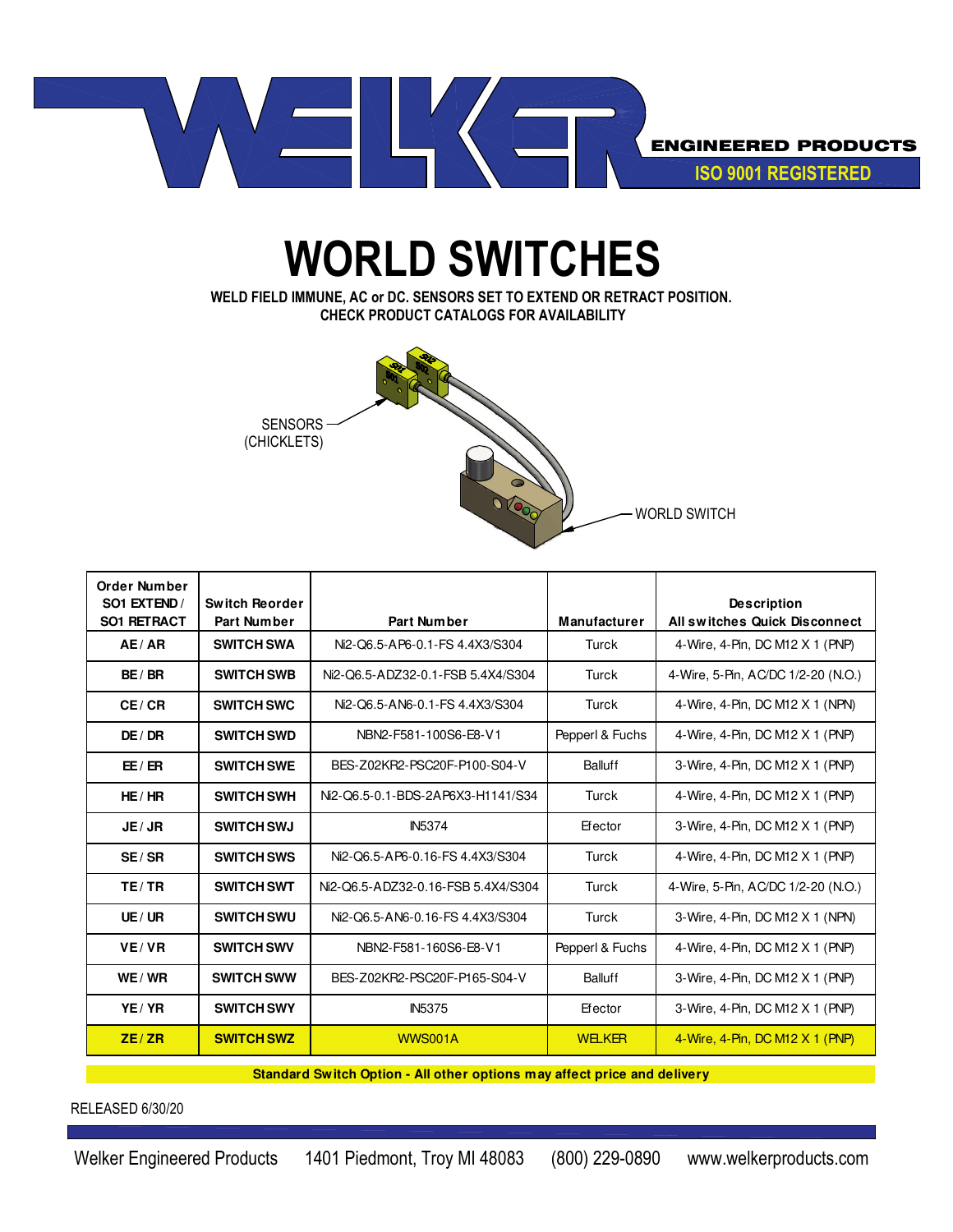WELKER ENGINEERED PRODUCTS
ISO 9001 REGISTERED

# WORLD SWITCHES

**WELD FIELD IMMUNE, AC or DC. SENSORS SET TO EXTEND OR RETRACT POSITION.**
**CHECK PRODUCT CATALOGS FOR AVAILABILITY**

SENSORS (CHICKLETS)

WORLD SWITCH

| Order Number SO1 EXTEND / SO1 RETRACT | Switch Reorder Part Number | Part Number | Manufacturer | Description All switches Quick Disconnect |
|---|---|---|---|---|
| **AE / AR** | **SWITCH SWA** | Ni2-Q6.5-AP6-0.1-FS 4.4X3/S304 | Turck | 4-Wire, 4-Pin, DC M12 X 1 (PNP) |
| **BE / BR** | **SWITCH SWB** | Ni2-Q6.5-ADZ32-0.1-FSB 5.4X4/S304 | Turck | 4-Wire, 5-Pin, AC/DC 1/2-20 (N.O.) |
| **CE / CR** | **SWITCH SWC** | Ni2-Q6.5-AN6-0.1-FS 4.4X3/S304 | Turck | 4-Wire, 4-Pin, DC M12 X 1 (NPN) |
| **DE / DR** | **SWITCH SWD** | NBN2-F581-100S6-E8-V1 | Pepperl & Fuchs | 4-Wire, 4-Pin, DC M12 X 1 (PNP) |
| **EE / ER** | **SWITCH SWE** | BES-Z02KR2-PSC20F-P100-S04-V | Balluff | 3-Wire, 4-Pin, DC M12 X 1 (PNP) |
| **HE / HR** | **SWITCH SWH** | Ni2-Q6.5-0.1-BDS-2AP6X3-H1141/S34 | Turck | 4-Wire, 4-Pin, DC M12 X 1 (PNP) |
| **JE / JR** | **SWITCH SWJ** | IN5374 | Efector | 3-Wire, 4-Pin, DC M12 X 1 (PNP) |
| **SE / SR** | **SWITCH SWS** | Ni2-Q6.5-AP6-0.16-FS 4.4X3/S304 | Turck | 4-Wire, 4-Pin, DC M12 X 1 (PNP) |
| **TE / TR** | **SWITCH SWT** | Ni2-Q6.5-ADZ32-0.16-FSB 5.4X4/S304 | Turck | 4-Wire, 5-Pin, AC/DC 1/2-20 (N.O.) |
| **UE / UR** | **SWITCH SWU** | Ni2-Q6.5-AN6-0.16-FS 4.4X3/S304 | Turck | 3-Wire, 4-Pin, DC M12 X 1 (NPN) |
| **VE / VR** | **SWITCH SWV** | NBN2-F581-160S6-E8-V1 | Pepperl & Fuchs | 4-Wire, 4-Pin, DC M12 X 1 (PNP) |
| **WE / WR** | **SWITCH SWW** | BES-Z02KR2-PSC20F-P165-S04-V | Balluff | 3-Wire, 4-Pin, DC M12 X 1 (PNP) |
| **YE / YR** | **SWITCH SWY** | IN5375 | Efector | 3-Wire, 4-Pin, DC M12 X 1 (PNP) |
| **ZE / ZR** | **SWITCH SWZ** | WWS001A | WELKER | 4-Wire, 4-Pin, DC M12 X 1 (PNP) |

**Standard Switch Option - All other options may affect price and delivery**

RELEASED 6/30/20

Welker Engineered Products 1401 Piedmont, Troy MI 48083 (800) 229-0890 www.welkerproducts.com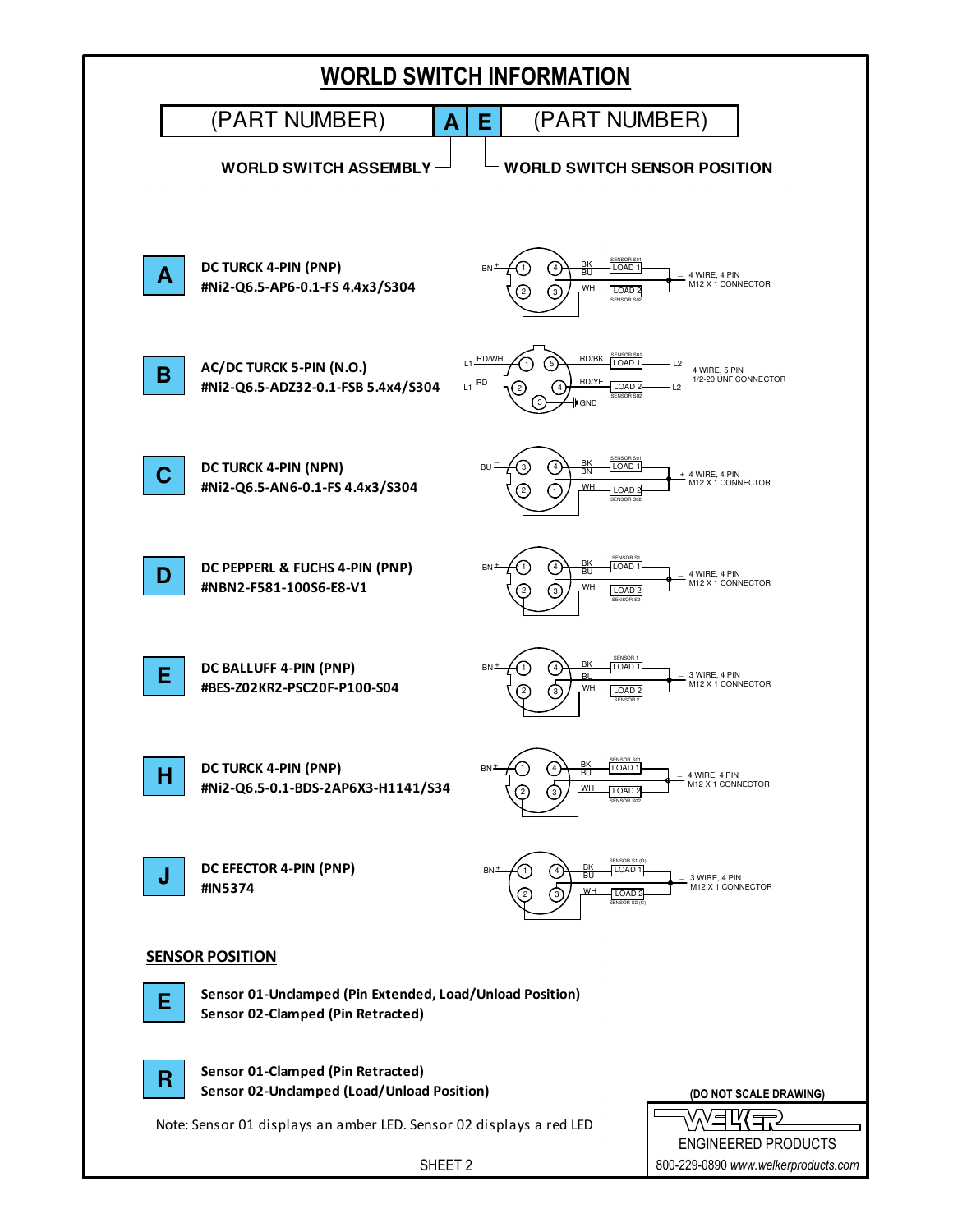# WORLD SWITCH INFORMATION

| (PART NUMBER) | A | E | (PART NUMBER) |
|---|---|---|---|

**WORLD SWITCH ASSEMBLY** — A

**WORLD SWITCH SENSOR POSITION** — E

| Code | Description | Wiring |
|---|---|---|
| **A** | **DC TURCK 4-PIN (PNP)** **#Ni2-Q6.5-AP6-0.1-FS 4.4x3/S304** | BN + (1); BK (4) – SENSOR S01 LOAD 1; BU (3); WH (2) – LOAD 2 SENSOR S02; – 4 WIRE, 4 PIN M12 X 1 CONNECTOR |
| **B** | **AC/DC TURCK 5-PIN (N.O.)** **#Ni2-Q6.5-ADZ32-0.1-FSB 5.4x4/S304** | L1 RD/WH (1); RD/BK (5) – SENSOR S01 LOAD 1 – L2; L1 RD (2); RD/YE (4) – LOAD 2 SENSOR S02 – L2; (3) GND; 4 WIRE, 5 PIN 1/2-20 UNF CONNECTOR |
| **C** | **DC TURCK 4-PIN (NPN)** **#Ni2-Q6.5-AN6-0.1-FS 4.4x3/S304** | BU – (3); BK (4) – SENSOR S01 LOAD 1; BN (1); WH (2) – LOAD 2 SENSOR S02; + 4 WIRE, 4 PIN M12 X 1 CONNECTOR |
| **D** | **DC PEPPERL & FUCHS 4-PIN (PNP)** **#NBN2-F581-100S6-E8-V1** | BN + (1); BK (4) – SENSOR S1 LOAD 1; BU (3); WH (2) – LOAD 2 SENSOR S2; – 4 WIRE, 4 PIN M12 X 1 CONNECTOR |
| **E** | **DC BALLUFF 4-PIN (PNP)** **#BES-Z02KR2-PSC20F-P100-S04** | BN + (1); BK (4) – SENSOR 1 LOAD 1; BU (3); WH (2) – LOAD 2 SENSOR 2; – 3 WIRE, 4 PIN M12 X 1 CONNECTOR |
| **H** | **DC TURCK 4-PIN (PNP)** **#Ni2-Q6.5-0.1-BDS-2AP6X3-H1141/S34** | BN + (1); BK (4) – SENSOR S01 LOAD 1; BU (3); WH (2) – LOAD 2 SENSOR S02; – 4 WIRE, 4 PIN M12 X 1 CONNECTOR |
| **J** | **DC EFECTOR 4-PIN (PNP)** **#IN5374** | BN + (1); BK (4) – SENSOR S1 (O) LOAD 1; BU (3); WH (2) – LOAD 2 SENSOR S2 (C); – 3 WIRE, 4 PIN M12 X 1 CONNECTOR |

## SENSOR POSITION

**E** — **Sensor 01-Unclamped (Pin Extended, Load/Unload Position)**
**Sensor 02-Clamped (Pin Retracted)**

**R** — **Sensor 01-Clamped (Pin Retracted)**
**Sensor 02-Unclamped (Load/Unload Position)**

Note: Sensor 01 displays an amber LED. Sensor 02 displays a red LED

**(DO NOT SCALE DRAWING)**

WELKER ENGINEERED PRODUCTS
800-229-0890 *www.welkerproducts.com*

SHEET 2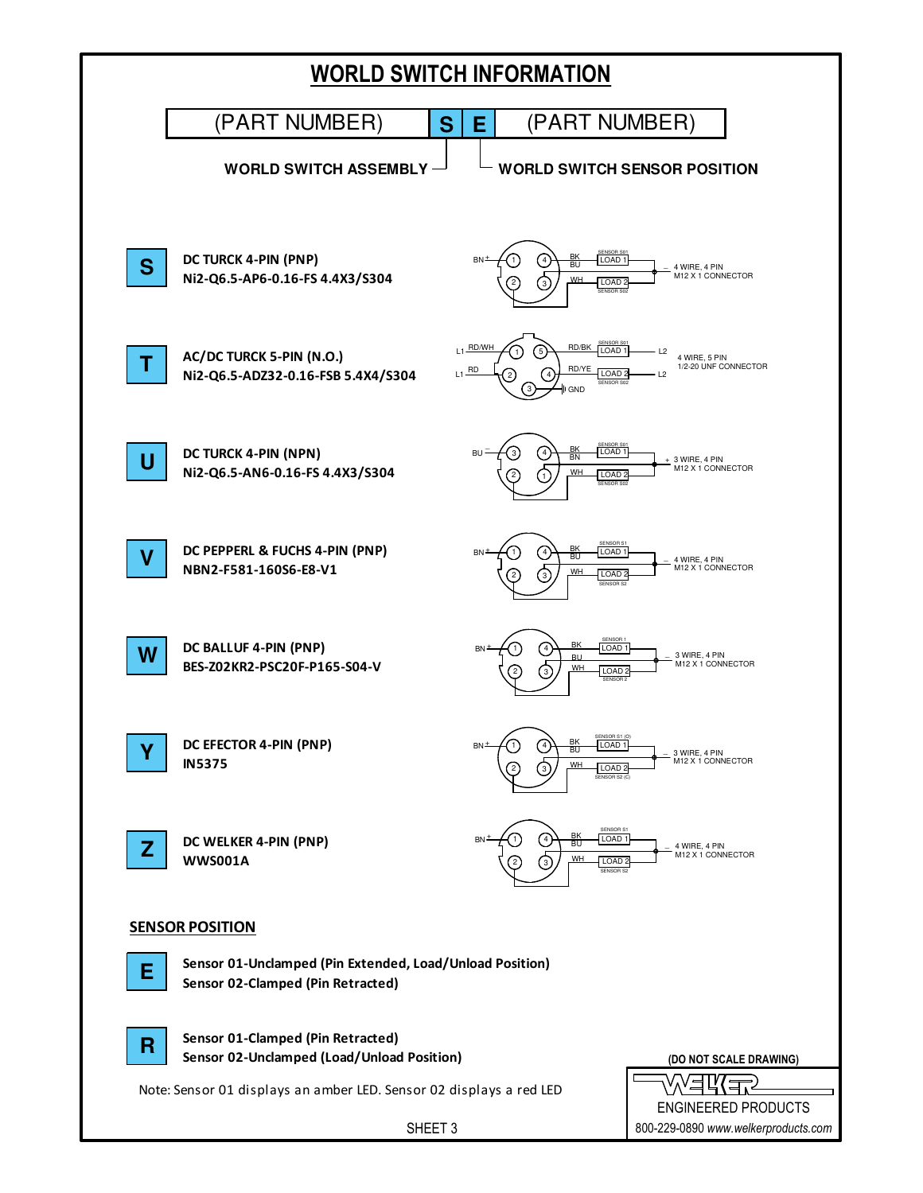# WORLD SWITCH INFORMATION

(PART NUMBER) **S** **E** (PART NUMBER)

WORLD SWITCH ASSEMBLY — WORLD SWITCH SENSOR POSITION

**S** — DC TURCK 4-PIN (PNP)
Ni2-Q6.5-AP6-0.16-FS 4.4X3/S304

BN + 1 4 BK BU SENSOR S01 LOAD 1 — 4 WIRE, 4 PIN M12 X 1 CONNECTOR
2 3 WH LOAD 2 SENSOR S02

**T** — AC/DC TURCK 5-PIN (N.O.)
Ni2-Q6.5-ADZ32-0.16-FSB 5.4X4/S304

L1 RD/WH 1 5 RD/BK SENSOR S01 LOAD 1 L2 4 WIRE, 5 PIN 1/2-20 UNF CONNECTOR
L1 RD 2 4 RD/YE LOAD 2 L2 SENSOR S02
3 GND

**U** — DC TURCK 4-PIN (NPN)
Ni2-Q6.5-AN6-0.16-FS 4.4X3/S304

BU — 3 4 BK BN SENSOR S01 LOAD 1 + 3 WIRE, 4 PIN M12 X 1 CONNECTOR
2 1 WH LOAD 2 SENSOR S02

**V** — DC PEPPERL & FUCHS 4-PIN (PNP)
NBN2-F581-160S6-E8-V1

BN + 1 4 BK BU SENSOR S1 LOAD 1 — 4 WIRE, 4 PIN M12 X 1 CONNECTOR
2 3 WH LOAD 2 SENSOR S2

**W** — DC BALLUF 4-PIN (PNP)
BES-Z02KR2-PSC20F-P165-S04-V

BN + 1 4 BK SENSOR 1 LOAD 1 BU — 3 WIRE, 4 PIN M12 X 1 CONNECTOR
2 3 WH LOAD 2 SENSOR 2

**Y** — DC EFECTOR 4-PIN (PNP)
IN5375

BN + 1 4 BK BU SENSOR S1 (O) LOAD 1 — 3 WIRE, 4 PIN M12 X 1 CONNECTOR
2 3 WH LOAD 2 SENSOR S2 (C)

**Z** — DC WELKER 4-PIN (PNP)
WWS001A

BN + 1 4 BK BU SENSOR S1 LOAD 1 — 4 WIRE, 4 PIN M12 X 1 CONNECTOR
2 3 WH LOAD 2 SENSOR S2

## SENSOR POSITION

**E** — **Sensor 01-Unclamped (Pin Extended, Load/Unload Position)**
**Sensor 02-Clamped (Pin Retracted)**

**R** — **Sensor 01-Clamped (Pin Retracted)**
**Sensor 02-Unclamped (Load/Unload Position)**

Note: Sensor 01 displays an amber LED. Sensor 02 displays a red LED

**(DO NOT SCALE DRAWING)**

WELKER ENGINEERED PRODUCTS
800-229-0890 *www.welkerproducts.com*

SHEET 3